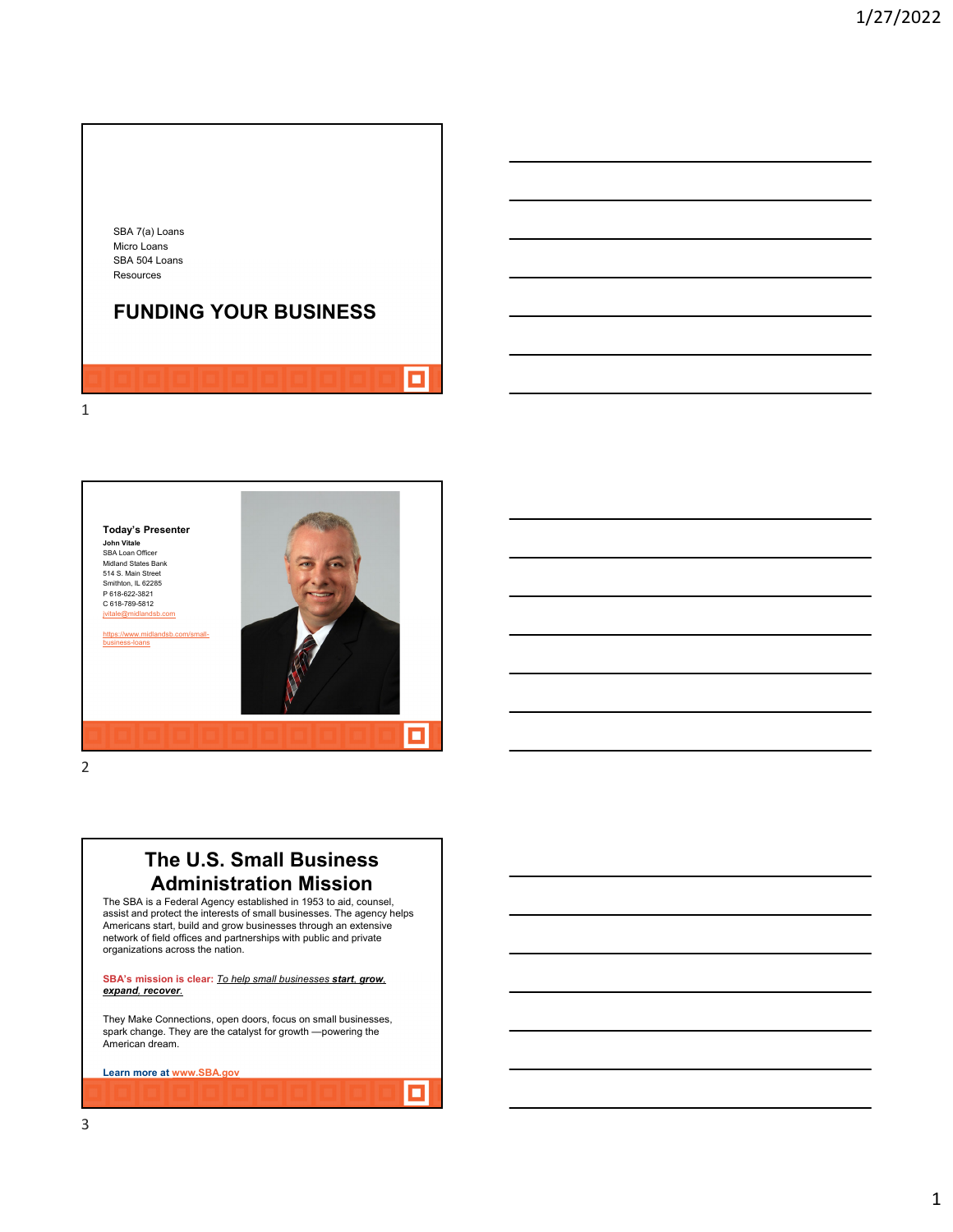SBA 7(a) Loans
Micro Loans
SBA 504 Loans
Resources

# FUNDING YOUR BUSINESS

**Today's Presenter**

**John Vitale**
SBA Loan Officer
Midland States Bank
514 S. Main Street
Smithton, IL 62285
P 618-622-3821
C 618-789-5812
jvitale@midlandsb.com

https://www.midlandsb.com/small-business-loans

# The U.S. Small Business Administration Mission

The SBA is a Federal Agency established in 1953 to aid, counsel, assist and protect the interests of small businesses. The agency helps Americans start, build and grow businesses through an extensive network of field offices and partnerships with public and private organizations across the nation.

**SBA's mission is clear:** To help small businesses ***start, grow, expand, recover***.

They Make Connections, open doors, focus on small businesses, spark change. They are the catalyst for growth —powering the American dream.

**Learn more at www.SBA.gov**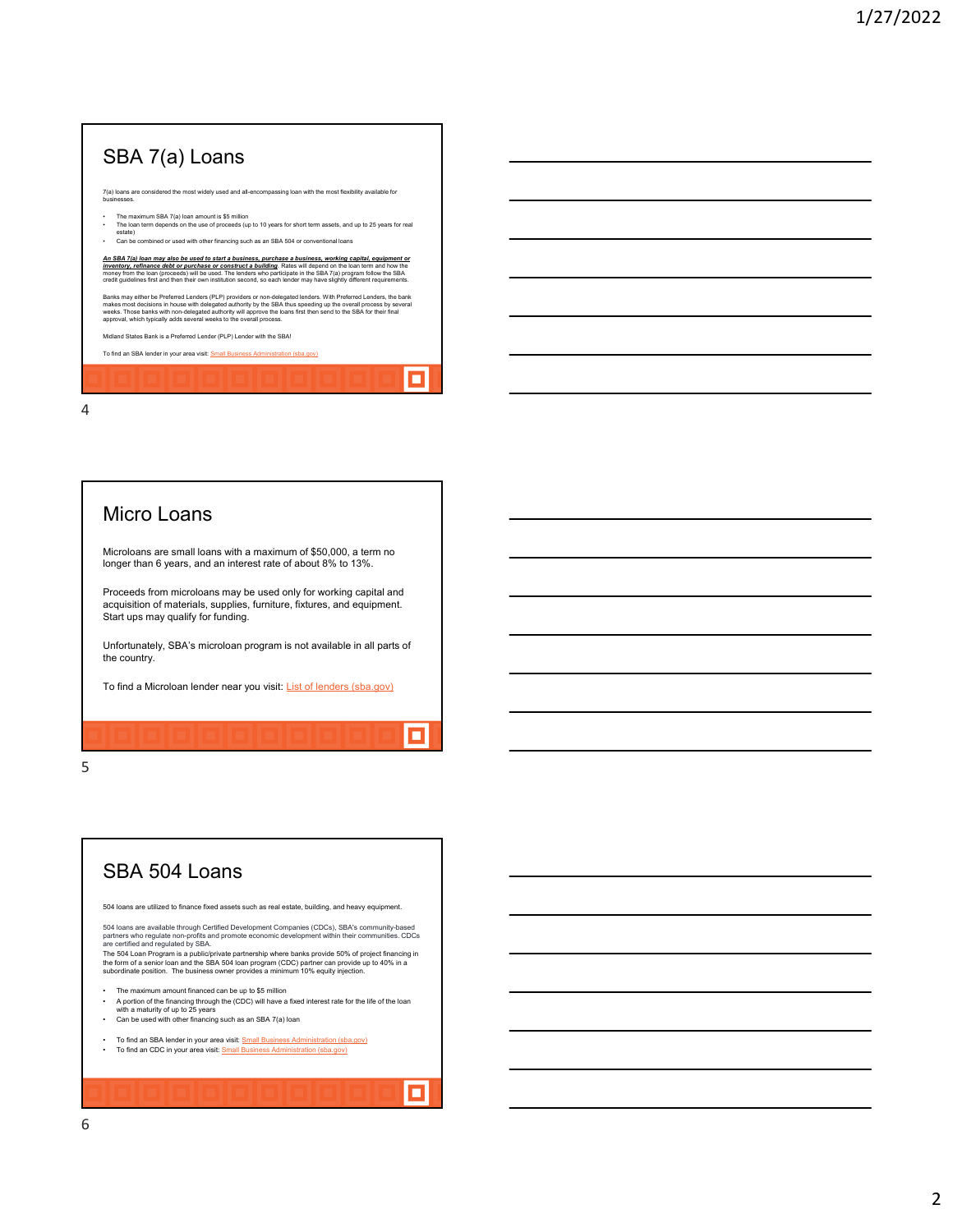## SBA 7(a) Loans

7(a) loans are considered the most widely used and all-encompassing loan with the most flexibility available for businesses.

- The maximum SBA 7(a) loan amount is $5 million
- The loan term depends on the use of proceeds (up to 10 years for short term assets, and up to 25 years for real estate)
- Can be combined or used with other financing such as an SBA 504 or conventional loans

***An SBA 7(a) loan may also be used to start a business, purchase a business, working capital, equipment or inventory, refinance debt or purchase or construct a building***. Rates will depend on the loan term and how the money from the loan (proceeds) will be used. The lenders who participate in the SBA 7(a) program follow the SBA credit guidelines first and then their own institution second, so each lender may have slightly different requirements.

Banks may either be Preferred Lenders (PLP) providers or non-delegated lenders. With Preferred Lenders, the bank makes most decisions in house with delegated authority by the SBA thus speeding up the overall process by several weeks. Those banks with non-delegated authority will approve the loans first then send to the SBA for their final approval, which typically adds several weeks to the overall process.

Midland States Bank is a Preferred Lender (PLP) Lender with the SBA!

To find an SBA lender in your area visit: Small Business Administration (sba.gov)

## Micro Loans

Microloans are small loans with a maximum of $50,000, a term no longer than 6 years, and an interest rate of about 8% to 13%.

Proceeds from microloans may be used only for working capital and acquisition of materials, supplies, furniture, fixtures, and equipment. Start ups may qualify for funding.

Unfortunately, SBA's microloan program is not available in all parts of the country.

To find a Microloan lender near you visit: List of lenders (sba.gov)

## SBA 504 Loans

504 loans are utilized to finance fixed assets such as real estate, building, and heavy equipment.

504 loans are available through Certified Development Companies (CDCs), SBA's community-based partners who regulate non-profits and promote economic development within their communities. CDCs are certified and regulated by SBA.
The 504 Loan Program is a public/private partnership where banks provide 50% of project financing in the form of a senior loan and the SBA 504 loan program (CDC) partner can provide up to 40% in a subordinate position. The business owner provides a minimum 10% equity injection.

- The maximum amount financed can be up to $5 million
- A portion of the financing through the (CDC) will have a fixed interest rate for the life of the loan with a maturity of up to 25 years
- Can be used with other financing such as an SBA 7(a) loan

- To find an SBA lender in your area visit: Small Business Administration (sba.gov)
- To find an CDC in your area visit: Small Business Administration (sba.gov)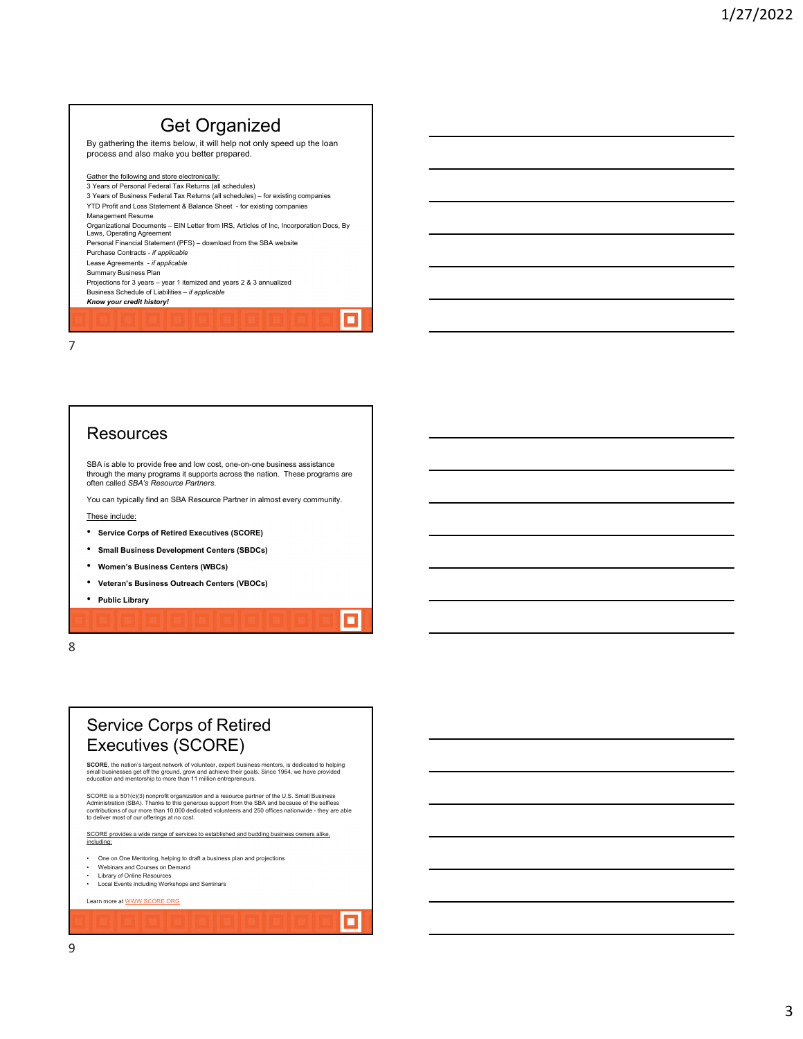# Get Organized

By gathering the items below, it will help not only speed up the loan process and also make you better prepared.

Gather the following and store electronically:

3 Years of Personal Federal Tax Returns (all schedules)
3 Years of Business Federal Tax Returns (all schedules) – for existing companies
YTD Profit and Loss Statement & Balance Sheet - for existing companies
Management Resume
Organizational Documents – EIN Letter from IRS, Articles of Inc, Incorporation Docs, By Laws, Operating Agreement
Personal Financial Statement (PFS) – download from the SBA website
Purchase Contracts - *if applicable*
Lease Agreements - *if applicable*
Summary Business Plan
Projections for 3 years – year 1 itemized and years 2 & 3 annualized
Business Schedule of Liabilities – *if applicable*
***Know your credit history!***

# Resources

SBA is able to provide free and low cost, one-on-one business assistance through the many programs it supports across the nation. These programs are often called *SBA's Resource Partners.*

You can typically find an SBA Resource Partner in almost every community.

These include:

- **Service Corps of Retired Executives (SCORE)**
- **Small Business Development Centers (SBDCs)**
- **Women's Business Centers (WBCs)**
- **Veteran's Business Outreach Centers (VBOCs)**
- **Public Library**

# Service Corps of Retired Executives (SCORE)

**SCORE**, the nation's largest network of volunteer, expert business mentors, is dedicated to helping small businesses get off the ground, grow and achieve their goals. Since 1964, we have provided education and mentorship to more than 11 million entrepreneurs.

SCORE is a 501(c)(3) nonprofit organization and a resource partner of the U.S. Small Business Administration (SBA). Thanks to this generous support from the SBA and because of the selfless contributions of our more than 10,000 dedicated volunteers and 250 offices nationwide - they are able to deliver most of our offerings at no cost.

SCORE provides a wide range of services to established and budding business owners alike, including:

- One on One Mentoring, helping to draft a business plan and projections
- Webinars and Courses on Demand
- Library of Online Resources
- Local Events including Workshops and Seminars

Learn more at WWW.SCORE.ORG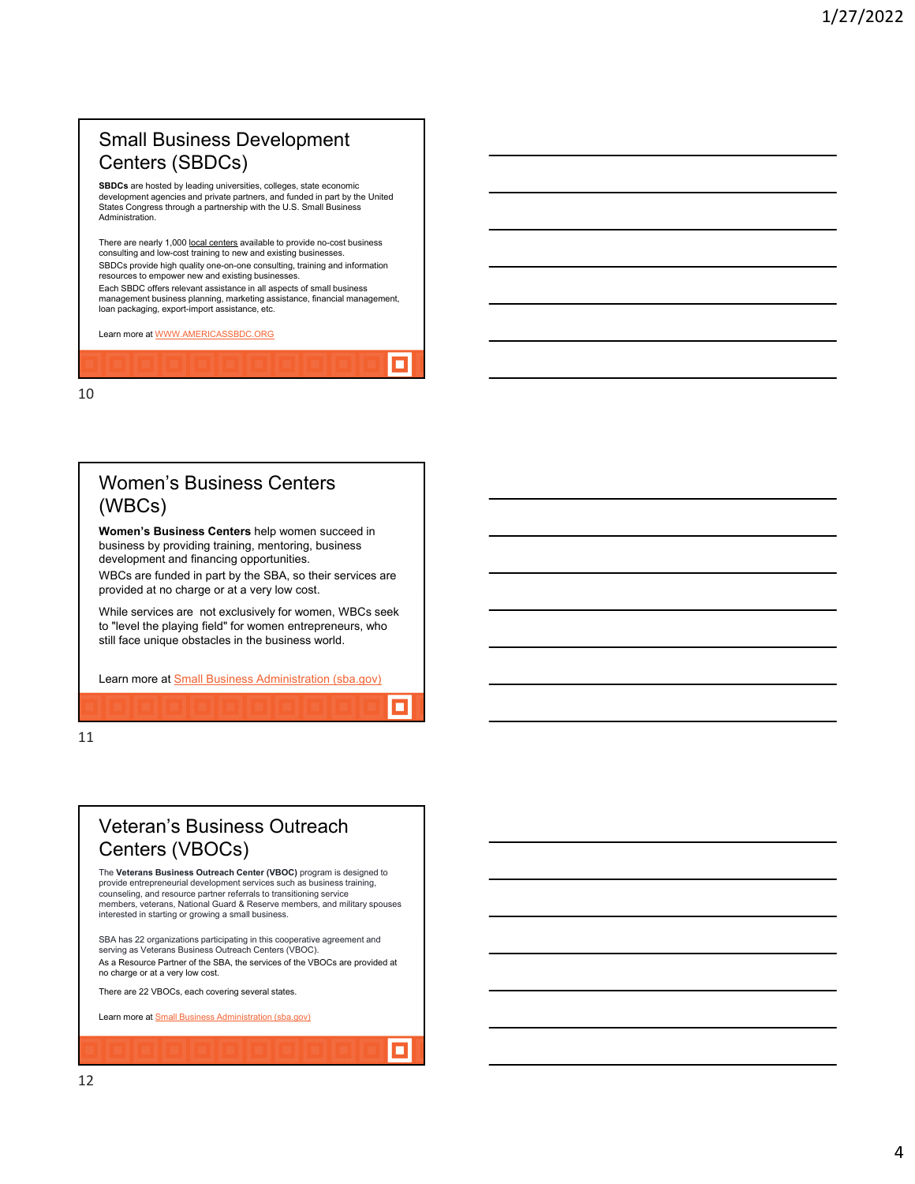## Small Business Development Centers (SBDCs)

**SBDCs** are hosted by leading universities, colleges, state economic development agencies and private partners, and funded in part by the United States Congress through a partnership with the U.S. Small Business Administration.

There are nearly 1,000 local centers available to provide no-cost business consulting and low-cost training to new and existing businesses.

SBDCs provide high quality one-on-one consulting, training and information resources to empower new and existing businesses.

Each SBDC offers relevant assistance in all aspects of small business management business planning, marketing assistance, financial management, loan packaging, export-import assistance, etc.

Learn more at WWW.AMERICASSBDC.ORG

## Women's Business Centers (WBCs)

**Women's Business Centers** help women succeed in business by providing training, mentoring, business development and financing opportunities.

WBCs are funded in part by the SBA, so their services are provided at no charge or at a very low cost.

While services are not exclusively for women, WBCs seek to "level the playing field" for women entrepreneurs, who still face unique obstacles in the business world.

Learn more at Small Business Administration (sba.gov)

## Veteran's Business Outreach Centers (VBOCs)

The **Veterans Business Outreach Center (VBOC)** program is designed to provide entrepreneurial development services such as business training, counseling, and resource partner referrals to transitioning service members, veterans, National Guard & Reserve members, and military spouses interested in starting or growing a small business.

SBA has 22 organizations participating in this cooperative agreement and serving as Veterans Business Outreach Centers (VBOC).

As a Resource Partner of the SBA, the services of the VBOCs are provided at no charge or at a very low cost.

There are 22 VBOCs, each covering several states.

Learn more at Small Business Administration (sba.gov)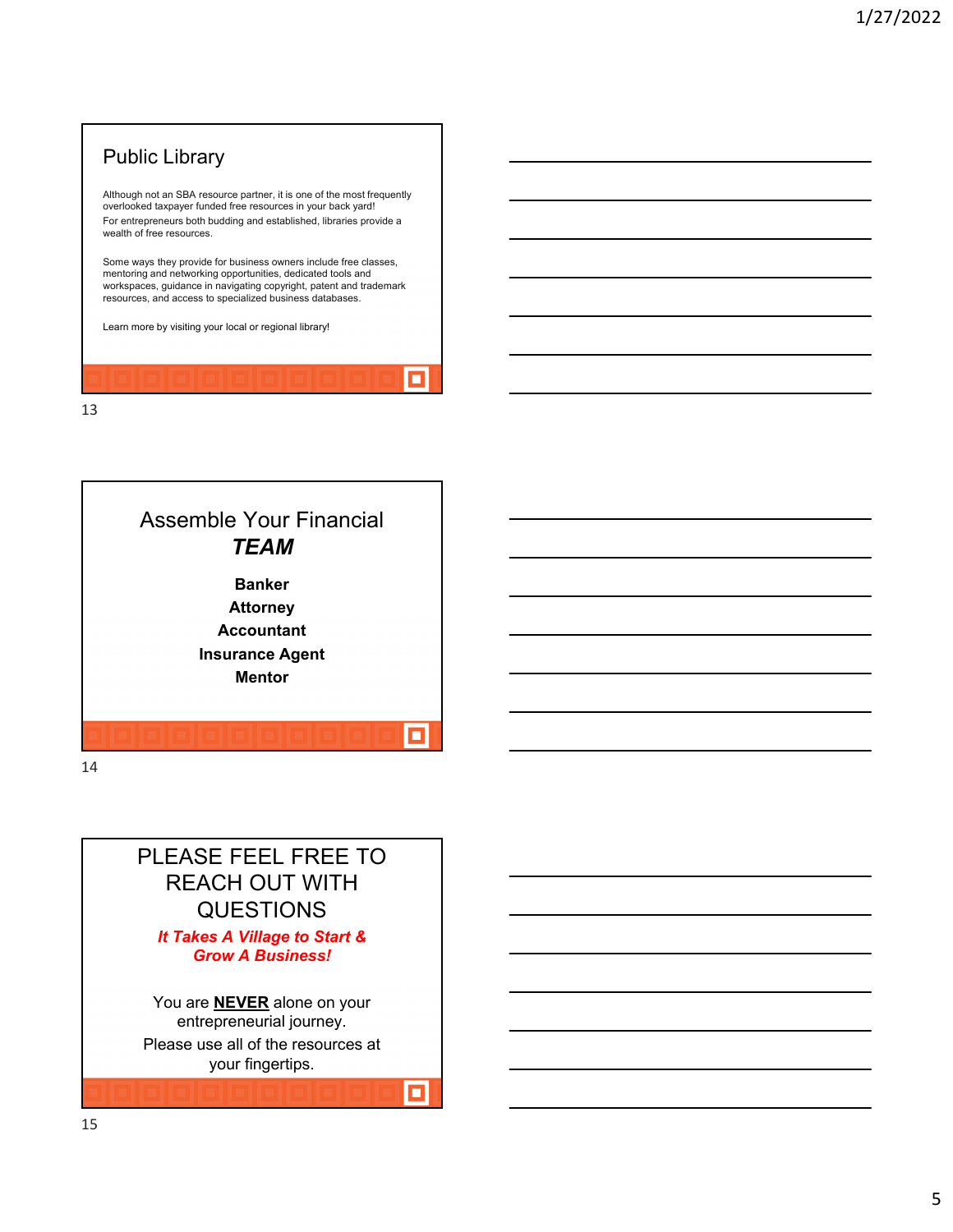## Public Library

Although not an SBA resource partner, it is one of the most frequently overlooked taxpayer funded free resources in your back yard!

For entrepreneurs both budding and established, libraries provide a wealth of free resources.

Some ways they provide for business owners include free classes, mentoring and networking opportunities, dedicated tools and workspaces, guidance in navigating copyright, patent and trademark resources, and access to specialized business databases.

Learn more by visiting your local or regional library!

## Assemble Your Financial *TEAM*

**Banker**
**Attorney**
**Accountant**
**Insurance Agent**
**Mentor**

## PLEASE FEEL FREE TO REACH OUT WITH QUESTIONS

***It Takes A Village to Start & Grow A Business!***

You are **NEVER** alone on your entrepreneurial journey.

Please use all of the resources at your fingertips.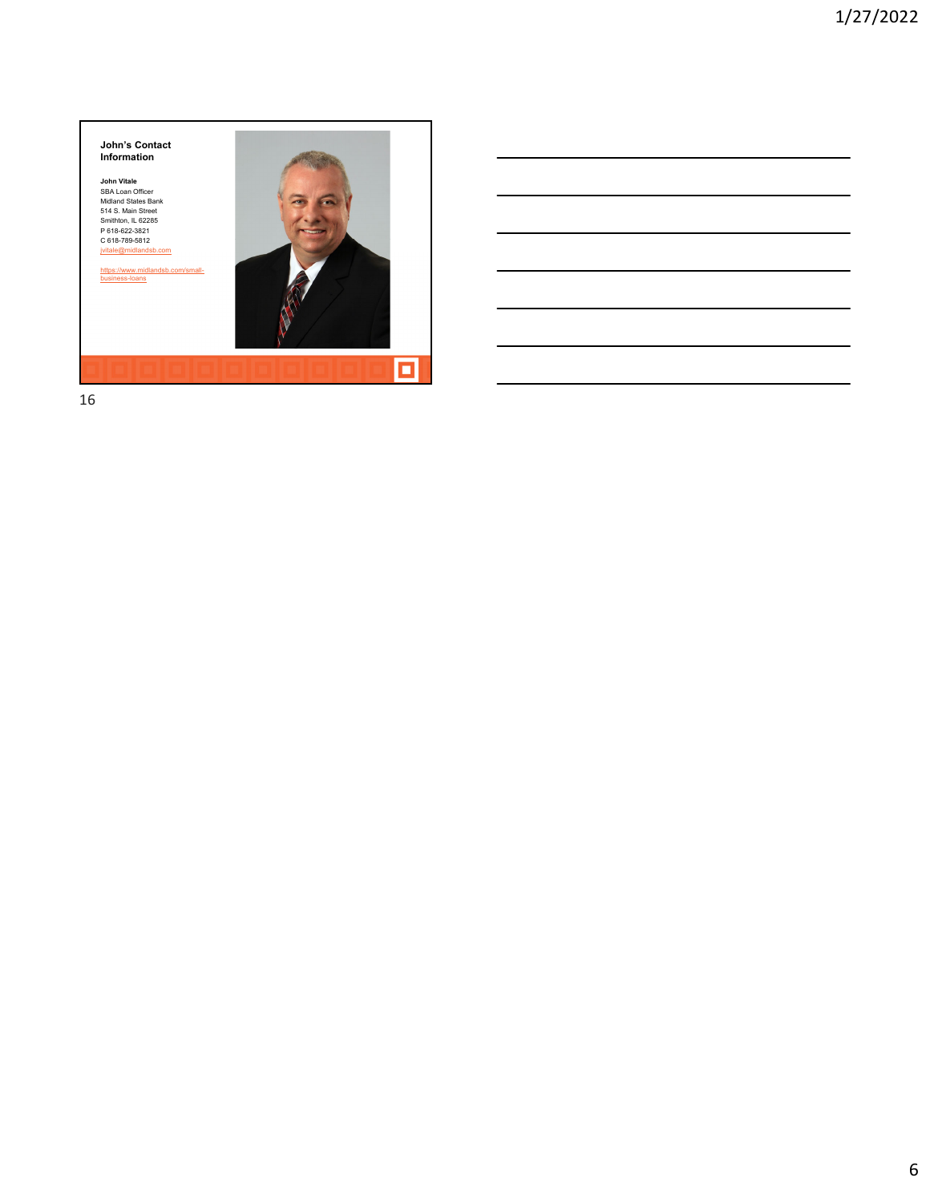## John's Contact Information

**John Vitale**
SBA Loan Officer
Midland States Bank
514 S. Main Street
Smithton, IL 62285
P 618-622-3821
C 618-789-5812
jvitale@midlandsb.com

https://www.midlandsb.com/small-business-loans